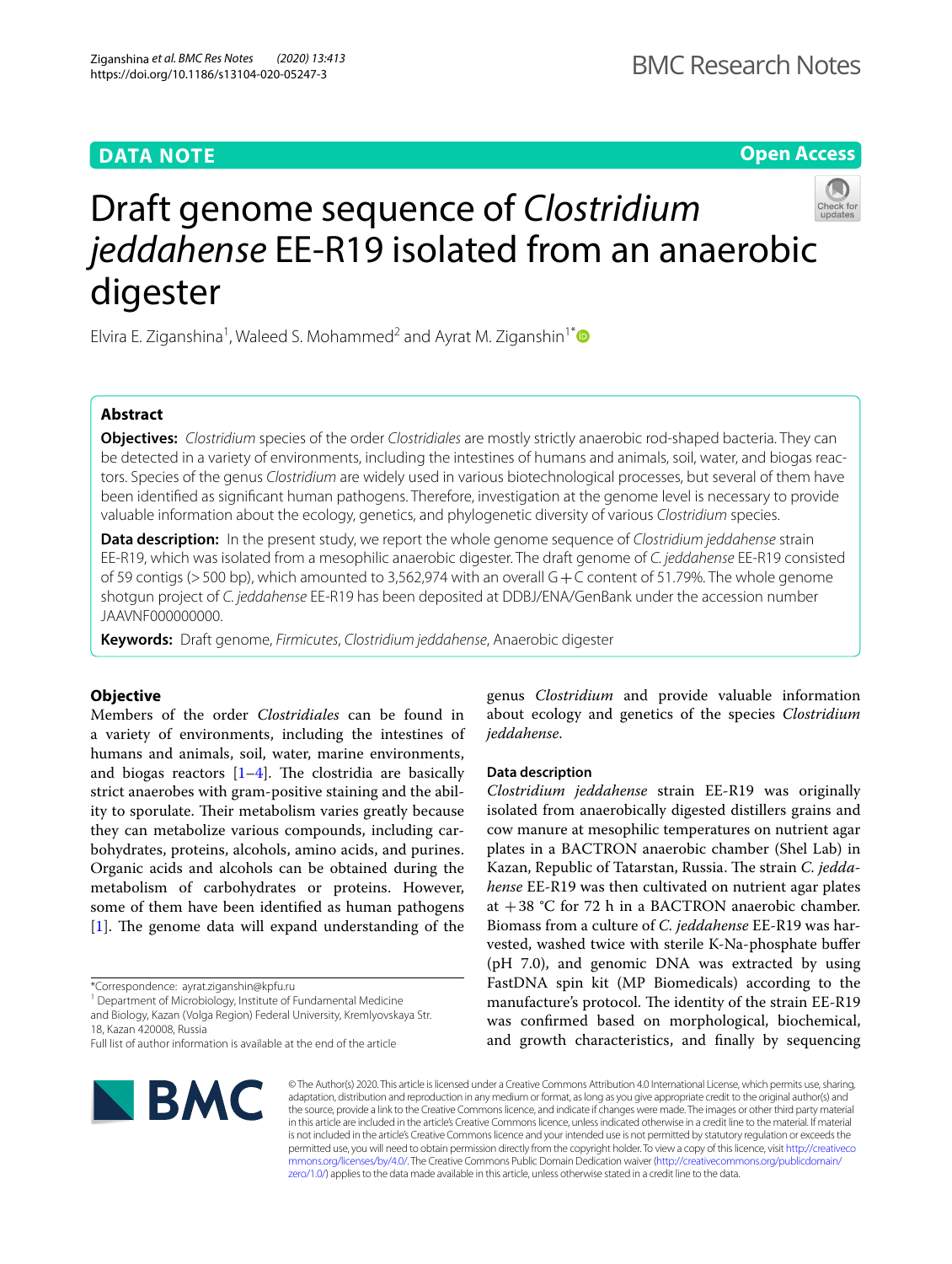DATA NOTE

Open Access

# Draft genome sequence of *Clostridium jeddahense* EE-R19 isolated from an anaerobic digester

Elvira E. Ziganshina[1], Waleed S. Mohammed[2] and Ayrat M. Ziganshin[1*]

## Abstract

**Objectives:** *Clostridium* species of the order *Clostridiales* are mostly strictly anaerobic rod-shaped bacteria. They can be detected in a variety of environments, including the intestines of humans and animals, soil, water, and biogas reactors. Species of the genus *Clostridium* are widely used in various biotechnological processes, but several of them have been identified as significant human pathogens. Therefore, investigation at the genome level is necessary to provide valuable information about the ecology, genetics, and phylogenetic diversity of various *Clostridium* species.

**Data description:** In the present study, we report the whole genome sequence of *Clostridium jeddahense* strain EE-R19, which was isolated from a mesophilic anaerobic digester. The draft genome of *C. jeddahense* EE-R19 consisted of 59 contigs (> 500 bp), which amounted to 3,562,974 with an overall G + C content of 51.79%. The whole genome shotgun project of *C. jeddahense* EE-R19 has been deposited at DDBJ/ENA/GenBank under the accession number JAAVNF000000000.

**Keywords:** Draft genome, *Firmicutes*, *Clostridium jeddahense*, Anaerobic digester

## Objective

Members of the order *Clostridiales* can be found in a variety of environments, including the intestines of humans and animals, soil, water, marine environments, and biogas reactors [1–4]. The clostridia are basically strict anaerobes with gram-positive staining and the ability to sporulate. Their metabolism varies greatly because they can metabolize various compounds, including carbohydrates, proteins, alcohols, amino acids, and purines. Organic acids and alcohols can be obtained during the metabolism of carbohydrates or proteins. However, some of them have been identified as human pathogens [1]. The genome data will expand understanding of the genus *Clostridium* and provide valuable information about ecology and genetics of the species *Clostridium jeddahense*.

## Data description

*Clostridium jeddahense* strain EE-R19 was originally isolated from anaerobically digested distillers grains and cow manure at mesophilic temperatures on nutrient agar plates in a BACTRON anaerobic chamber (Shel Lab) in Kazan, Republic of Tatarstan, Russia. The strain *C. jeddahense* EE-R19 was then cultivated on nutrient agar plates at +38 °C for 72 h in a BACTRON anaerobic chamber. Biomass from a culture of *C. jeddahense* EE-R19 was harvested, washed twice with sterile K-Na-phosphate buffer (pH 7.0), and genomic DNA was extracted by using FastDNA spin kit (MP Biomedicals) according to the manufacture's protocol. The identity of the strain EE-R19 was confirmed based on morphological, biochemical, and growth characteristics, and finally by sequencing

*Correspondence: ayrat.ziganshin@kpfu.ru
[1] Department of Microbiology, Institute of Fundamental Medicine and Biology, Kazan (Volga Region) Federal University, Kremlyovskaya Str. 18, Kazan 420008, Russia
Full list of author information is available at the end of the article

© The Author(s) 2020. This article is licensed under a Creative Commons Attribution 4.0 International License, which permits use, sharing, adaptation, distribution and reproduction in any medium or format, as long as you give appropriate credit to the original author(s) and the source, provide a link to the Creative Commons licence, and indicate if changes were made. The images or other third party material in this article are included in the article's Creative Commons licence, unless indicated otherwise in a credit line to the material. If material is not included in the article's Creative Commons licence and your intended use is not permitted by statutory regulation or exceeds the permitted use, you will need to obtain permission directly from the copyright holder. To view a copy of this licence, visit http://creativecommons.org/licenses/by/4.0/. The Creative Commons Public Domain Dedication waiver (http://creativecommons.org/publicdomain/zero/1.0/) applies to the data made available in this article, unless otherwise stated in a credit line to the data.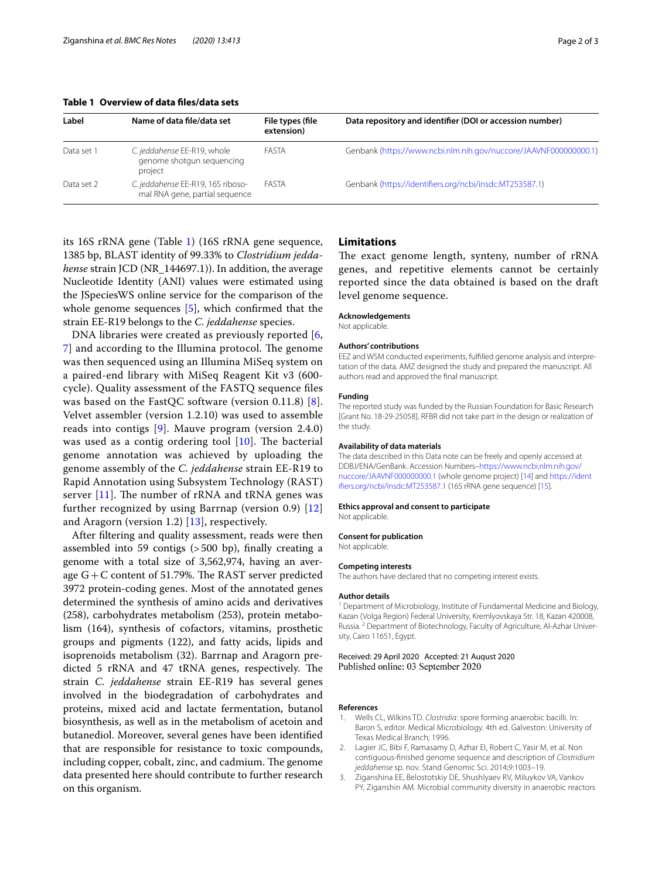**Table 1 Overview of data files/data sets**

| Label | Name of data file/data set | File types (file extension) | Data repository and identifier (DOI or accession number) |
| --- | --- | --- | --- |
| Data set 1 | *C. jeddahense* EE-R19, whole genome shotgun sequencing project | FASTA | Genbank (https://www.ncbi.nlm.nih.gov/nuccore/JAAVNF000000000.1) |
| Data set 2 | *C. jeddahense* EE-R19, 16S ribosomal RNA gene, partial sequence | FASTA | Genbank (https://identifiers.org/ncbi/insdc:MT253587.1) |

its 16S rRNA gene (Table 1) (16S rRNA gene sequence, 1385 bp, BLAST identity of 99.33% to *Clostridium jeddahense* strain JCD (NR_144697.1)). In addition, the average Nucleotide Identity (ANI) values were estimated using the JSpeciesWS online service for the comparison of the whole genome sequences [5], which confirmed that the strain EE-R19 belongs to the *C. jeddahense* species.

DNA libraries were created as previously reported [6, 7] and according to the Illumina protocol. The genome was then sequenced using an Illumina MiSeq system on a paired-end library with MiSeq Reagent Kit v3 (600-cycle). Quality assessment of the FASTQ sequence files was based on the FastQC software (version 0.11.8) [8]. Velvet assembler (version 1.2.10) was used to assemble reads into contigs [9]. Mauve program (version 2.4.0) was used as a contig ordering tool [10]. The bacterial genome annotation was achieved by uploading the genome assembly of the *C. jeddahense* strain EE-R19 to Rapid Annotation using Subsystem Technology (RAST) server [11]. The number of rRNA and tRNA genes was further recognized by using Barrnap (version 0.9) [12] and Aragorn (version 1.2) [13], respectively.

After filtering and quality assessment, reads were then assembled into 59 contigs (>500 bp), finally creating a genome with a total size of 3,562,974, having an average G+C content of 51.79%. The RAST server predicted 3972 protein-coding genes. Most of the annotated genes determined the synthesis of amino acids and derivatives (258), carbohydrates metabolism (253), protein metabolism (164), synthesis of cofactors, vitamins, prosthetic groups and pigments (122), and fatty acids, lipids and isoprenoids metabolism (32). Barrnap and Aragorn predicted 5 rRNA and 47 tRNA genes, respectively. The strain *C. jeddahense* strain EE-R19 has several genes involved in the biodegradation of carbohydrates and proteins, mixed acid and lactate fermentation, butanol biosynthesis, as well as in the metabolism of acetoin and butanediol. Moreover, several genes have been identified that are responsible for resistance to toxic compounds, including copper, cobalt, zinc, and cadmium. The genome data presented here should contribute to further research on this organism.

## Limitations

The exact genome length, synteny, number of rRNA genes, and repetitive elements cannot be certainly reported since the data obtained is based on the draft level genome sequence.

### Acknowledgements

Not applicable.

### Authors' contributions

EEZ and WSM conducted experiments, fulfilled genome analysis and interpretation of the data. AMZ designed the study and prepared the manuscript. All authors read and approved the final manuscript.

### Funding

The reported study was funded by the Russian Foundation for Basic Research [Grant No. 18-29-25058]. RFBR did not take part in the design or realization of the study.

### Availability of data materials

The data described in this Data note can be freely and openly accessed at DDBJ/ENA/GenBank. Accession Numbers–https://www.ncbi.nlm.nih.gov/nuccore/JAAVNF000000000.1 (whole genome project) [14] and https://identifiers.org/ncbi/insdc:MT253587.1 (16S rRNA gene sequence) [15].

### Ethics approval and consent to participate

Not applicable.

### Consent for publication

Not applicable.

### Competing interests

The authors have declared that no competing interest exists.

### Author details

[1] Department of Microbiology, Institute of Fundamental Medicine and Biology, Kazan (Volga Region) Federal University, Kremlyovskaya Str. 18, Kazan 420008, Russia. [2] Department of Biotechnology, Faculty of Agriculture, Al-Azhar University, Cairo 11651, Egypt.

Received: 29 April 2020 Accepted: 21 August 2020
Published online: 03 September 2020

### References

1. Wells CL, Wilkins TD. *Clostridia*: spore forming anaerobic bacilli. In: Baron S, editor. Medical Microbiology. 4th ed. Galveston: University of Texas Medical Branch; 1996.
2. Lagier JC, Bibi F, Ramasamy D, Azhar EI, Robert C, Yasir M, et al. Non contiguous-finished genome sequence and description of *Clostridium jeddahense* sp. nov. Stand Genomic Sci. 2014;9:1003–19.
3. Ziganshina EE, Belostotskiy DE, Shushlyaev RV, Miluykov VA, Vankov PY, Ziganshin AM. Microbial community diversity in anaerobic reactors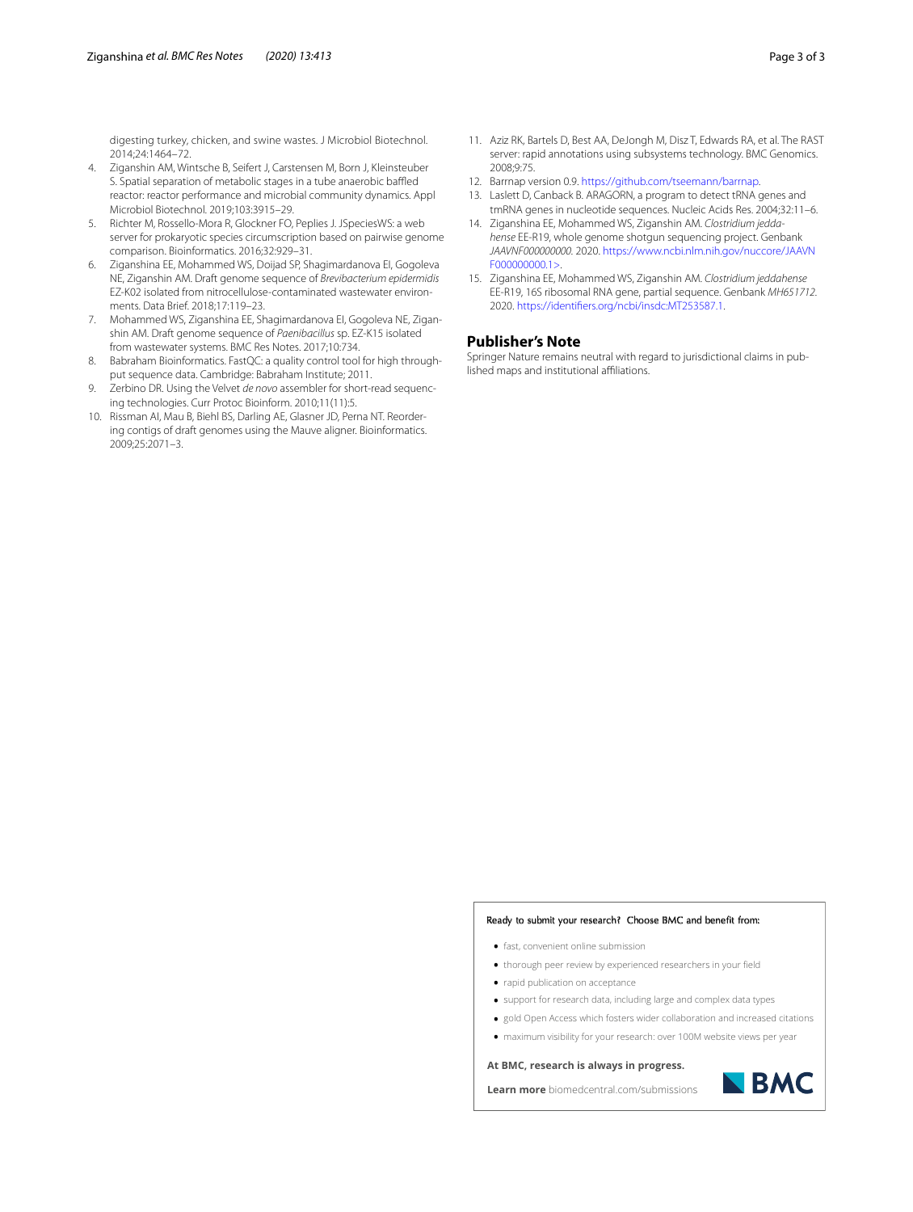digesting turkey, chicken, and swine wastes. J Microbiol Biotechnol. 2014;24:1464–72.

4. Ziganshin AM, Wintsche B, Seifert J, Carstensen M, Born J, Kleinsteuber S. Spatial separation of metabolic stages in a tube anaerobic baffled reactor: reactor performance and microbial community dynamics. Appl Microbiol Biotechnol. 2019;103:3915–29.
5. Richter M, Rossello-Mora R, Glockner FO, Peplies J. JSpeciesWS: a web server for prokaryotic species circumscription based on pairwise genome comparison. Bioinformatics. 2016;32:929–31.
6. Ziganshina EE, Mohammed WS, Doijad SP, Shagimardanova EI, Gogoleva NE, Ziganshin AM. Draft genome sequence of *Brevibacterium epidermidis* EZ-K02 isolated from nitrocellulose-contaminated wastewater environments. Data Brief. 2018;17:119–23.
7. Mohammed WS, Ziganshina EE, Shagimardanova EI, Gogoleva NE, Ziganshin AM. Draft genome sequence of *Paenibacillus* sp. EZ-K15 isolated from wastewater systems. BMC Res Notes. 2017;10:734.
8. Babraham Bioinformatics. FastQC: a quality control tool for high throughput sequence data. Cambridge: Babraham Institute; 2011.
9. Zerbino DR. Using the Velvet *de novo* assembler for short-read sequencing technologies. Curr Protoc Bioinform. 2010;11(11):5.
10. Rissman AI, Mau B, Biehl BS, Darling AE, Glasner JD, Perna NT. Reordering contigs of draft genomes using the Mauve aligner. Bioinformatics. 2009;25:2071–3.
11. Aziz RK, Bartels D, Best AA, DeJongh M, Disz T, Edwards RA, et al. The RAST server: rapid annotations using subsystems technology. BMC Genomics. 2008;9:75.
12. Barrnap version 0.9. https://github.com/tseemann/barrnap.
13. Laslett D, Canback B. ARAGORN, a program to detect tRNA genes and tmRNA genes in nucleotide sequences. Nucleic Acids Res. 2004;32:11–6.
14. Ziganshina EE, Mohammed WS, Ziganshin AM. *Clostridium jeddahense* EE-R19, whole genome shotgun sequencing project. Genbank *JAAVNF000000000*. 2020. https://www.ncbi.nlm.nih.gov/nuccore/JAAVNF000000000.1>.
15. Ziganshina EE, Mohammed WS, Ziganshin AM. *Clostridium jeddahense* EE-R19, 16S ribosomal RNA gene, partial sequence. Genbank *MH651712*. 2020. https://identifiers.org/ncbi/insdc:MT253587.1.

## Publisher's Note

Springer Nature remains neutral with regard to jurisdictional claims in published maps and institutional affiliations.

Ready to submit your research? Choose BMC and benefit from:

- fast, convenient online submission
- thorough peer review by experienced researchers in your field
- rapid publication on acceptance
- support for research data, including large and complex data types
- gold Open Access which fosters wider collaboration and increased citations
- maximum visibility for your research: over 100M website views per year

**At BMC, research is always in progress.**

**Learn more** biomedcentral.com/submissions